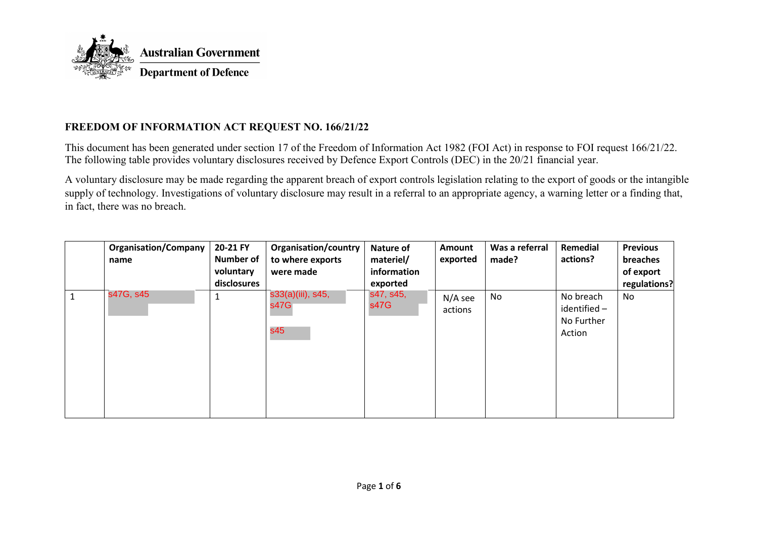Australian Government

Department of Defence

**FREEDOM OF INFORMATION ACT REQUEST NO. 166/21/22**

This document has been generated under section 17 of the Freedom of Information Act 1982 (FOI Act) in response to FOI request 166/21/22. The following table provides voluntary disclosures received by Defence Export Controls (DEC) in the 20/21 financial year.

A voluntary disclosure may be made regarding the apparent breach of export controls legislation relating to the export of goods or the intangible supply of technology. Investigations of voluntary disclosure may result in a referral to an appropriate agency, a warning letter or a finding that, in fact, there was no breach.

| | Organisation/Company name | 20-21 FY Number of voluntary disclosures | Organisation/country to where exports were made | Nature of materiel/ information exported | Amount exported | Was a referral made? | Remedial actions? | Previous breaches of export regulations? |
|---|---|---|---|---|---|---|---|---|
| 1 | s47G, s45 | 1 | s33(a)(iii), s45, s47G s45 | s47, s45, s47G | N/A see actions | No | No breach identified – No Further Action | No |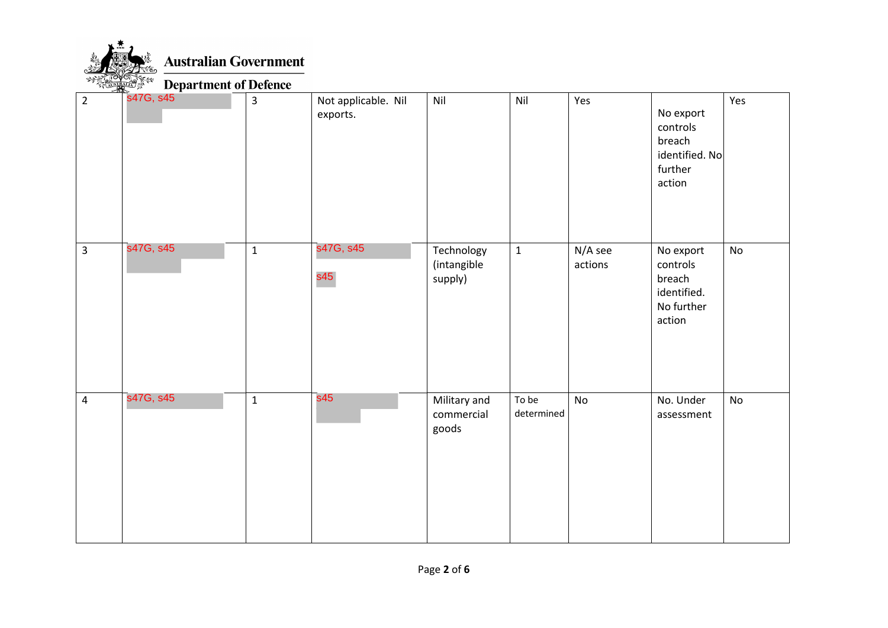| | | | | | | | | |
|---|---|---|---|---|---|---|---|---|
| 2 | s47G, s45 | 3 | Not applicable. Nil exports. | Nil | Nil | Yes | No export controls breach identified. No further action | Yes |
| 3 | s47G, s45 | 1 | s47G, s45<br><br>s45 | Technology (intangible supply) | 1 | N/A see actions | No export controls breach identified. No further action | No |
| 4 | s47G, s45 | 1 | s45 | Military and commercial goods | To be determined | No | No. Under assessment | No |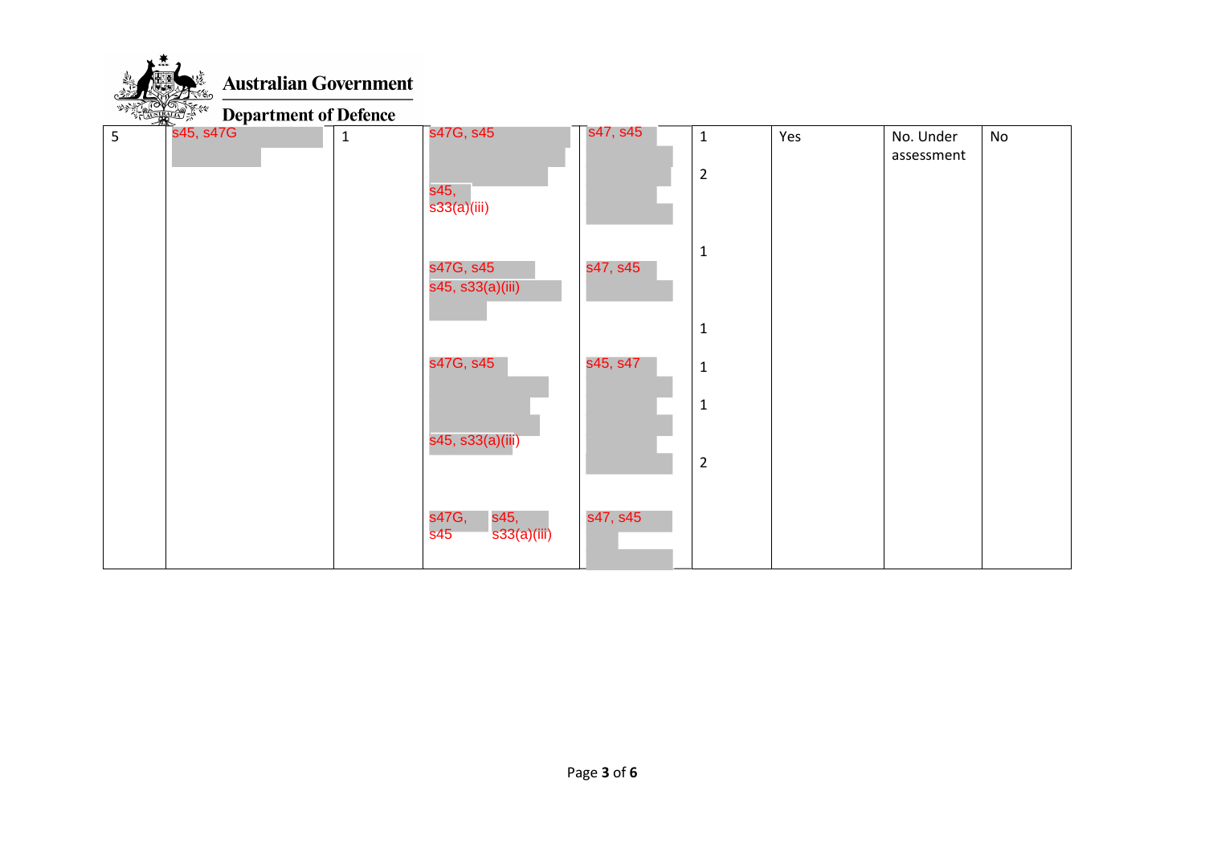| 5 | s45, s47G | 1 | s47G, s45<br><br>s45, s33(a)(iii)<br><br>s47G, s45<br>s45, s33(a)(iii)<br><br>s47G, s45<br><br>s45, s33(a)(iii)<br><br>s47G, s45 s45, s33(a)(iii) | s47, s45<br><br>s47, s45<br><br>s45, s47<br><br>s47, s45 | 1<br>2<br><br>1<br><br>1<br>1<br>1<br><br>2 | Yes | No. Under assessment | No |
|---|---|---|---|---|---|---|---|---|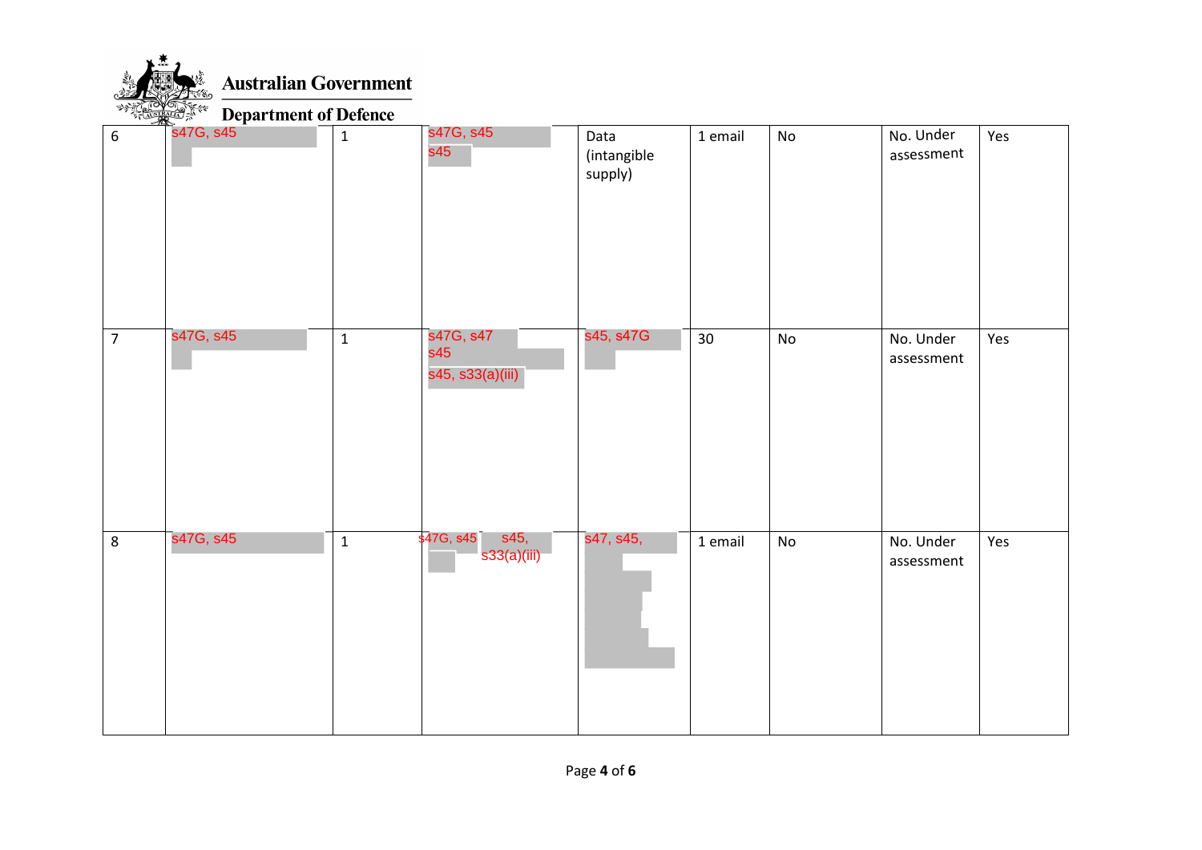| | | | | | | | | |
|---|---|---|---|---|---|---|---|---|
| 6 | s47G, s45 | 1 | s47G, s45 s45 | Data (intangible supply) | 1 email | No | No. Under assessment | Yes |
| 7 | s47G, s45 | 1 | s47G, s47 s45 s45, s33(a)(iii) | s45, s47G | 30 | No | No. Under assessment | Yes |
| 8 | s47G, s45 | 1 | s47G, s45 s45, s33(a)(iii) | s47, s45, | 1 email | No | No. Under assessment | Yes |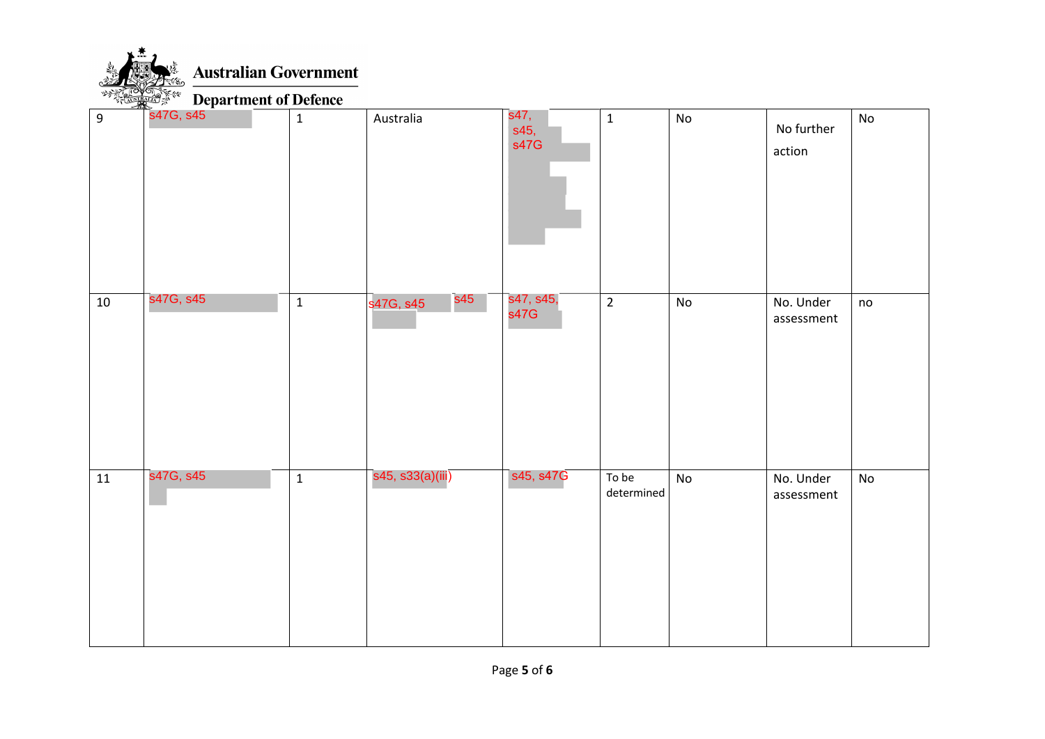**Australian Government**

**Department of Defence**

| | | | | | | | | |
|---|---|---|---|---|---|---|---|---|
| 9 | s47G, s45 | 1 | Australia | s47, s45, s47G | 1 | No | No further action | No |
| 10 | s47G, s45 | 1 | s47G, s45 s45 | s47, s45, s47G | 2 | No | No. Under assessment | no |
| 11 | s47G, s45 | 1 | s45, s33(a)(iii) | s45, s47G | To be determined | No | No. Under assessment | No |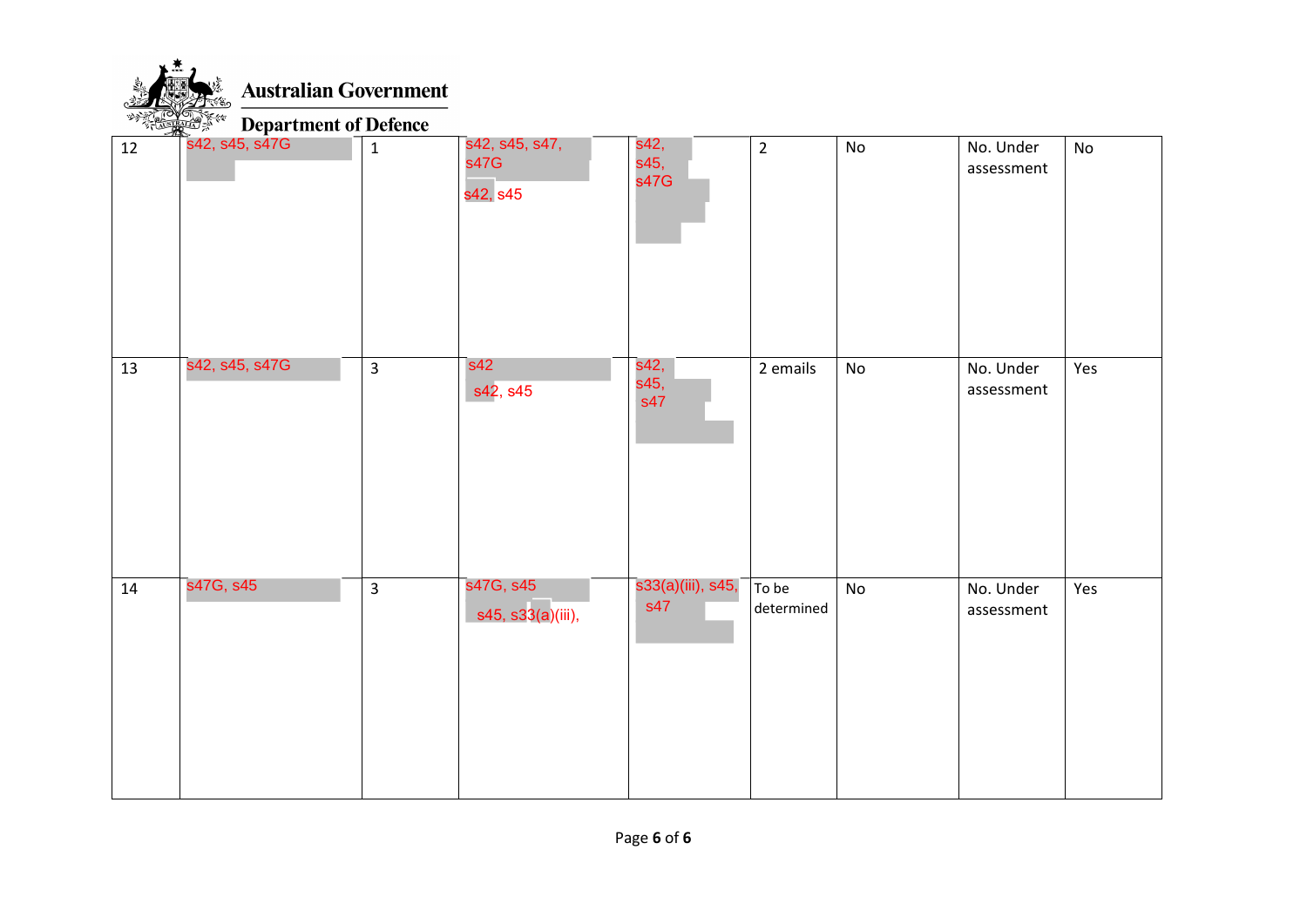**Australian Government**

**Department of Defence**

| | | | | | | | | |
|---|---|---|---|---|---|---|---|---|
| 12 | s42, s45, s47G | 1 | s42, s45, s47, s47G s42, s45 | s42, s45, s47G | 2 | No | No. Under assessment | No |
| 13 | s42, s45, s47G | 3 | s42 s42, s45 | s42, s45, s47 | 2 emails | No | No. Under assessment | Yes |
| 14 | s47G, s45 | 3 | s47G, s45 s45, s33(a)(iii), | s33(a)(iii), s45, s47 | To be determined | No | No. Under assessment | Yes |